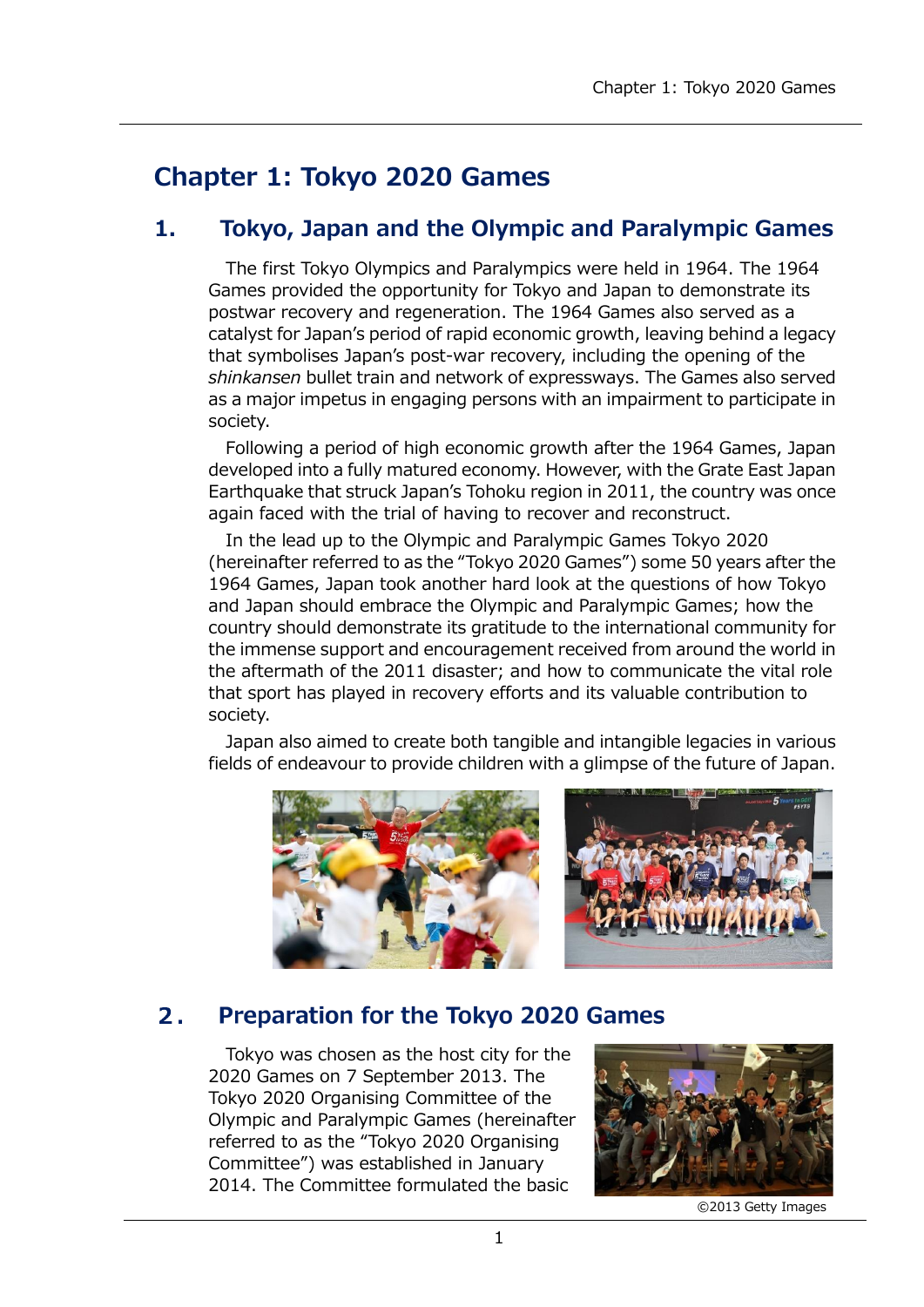# Chapter 1: Tokyo 2020 Games

## 1. Tokyo, Japan and the Olympic and Paralympic Games

The first Tokyo Olympics and Paralympics were held in 1964. The 1964 Games provided the opportunity for Tokyo and Japan to demonstrate its postwar recovery and regeneration. The 1964 Games also served as a catalyst for Japan's period of rapid economic growth, leaving behind a legacy that symbolises Japan's post-war recovery, including the opening of the *shinkansen* bullet train and network of expressways. The Games also served as a major impetus in engaging persons with an impairment to participate in society.

Following a period of high economic growth after the 1964 Games, Japan developed into a fully matured economy. However, with the Grate East Japan Earthquake that struck Japan's Tohoku region in 2011, the country was once again faced with the trial of having to recover and reconstruct.

In the lead up to the Olympic and Paralympic Games Tokyo 2020 (hereinafter referred to as the "Tokyo 2020 Games") some 50 years after the 1964 Games, Japan took another hard look at the questions of how Tokyo and Japan should embrace the Olympic and Paralympic Games; how the country should demonstrate its gratitude to the international community for the immense support and encouragement received from around the world in the aftermath of the 2011 disaster; and how to communicate the vital role that sport has played in recovery efforts and its valuable contribution to society.

Japan also aimed to create both tangible and intangible legacies in various fields of endeavour to provide children with a glimpse of the future of Japan.

## 2. Preparation for the Tokyo 2020 Games

Tokyo was chosen as the host city for the 2020 Games on 7 September 2013. The Tokyo 2020 Organising Committee of the Olympic and Paralympic Games (hereinafter referred to as the "Tokyo 2020 Organising Committee") was established in January 2014. The Committee formulated the basic

©2013 Getty Images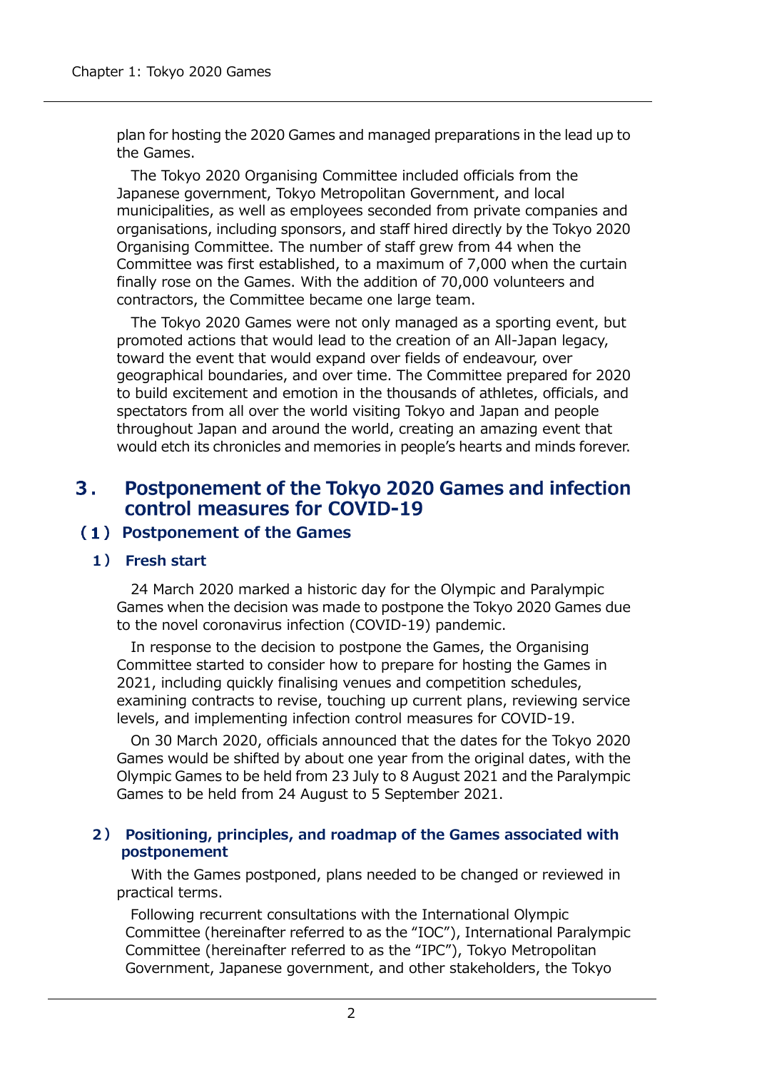plan for hosting the 2020 Games and managed preparations in the lead up to the Games.

The Tokyo 2020 Organising Committee included officials from the Japanese government, Tokyo Metropolitan Government, and local municipalities, as well as employees seconded from private companies and organisations, including sponsors, and staff hired directly by the Tokyo 2020 Organising Committee. The number of staff grew from 44 when the Committee was first established, to a maximum of 7,000 when the curtain finally rose on the Games. With the addition of 70,000 volunteers and contractors, the Committee became one large team.

The Tokyo 2020 Games were not only managed as a sporting event, but promoted actions that would lead to the creation of an All-Japan legacy, toward the event that would expand over fields of endeavour, over geographical boundaries, and over time. The Committee prepared for 2020 to build excitement and emotion in the thousands of athletes, officials, and spectators from all over the world visiting Tokyo and Japan and people throughout Japan and around the world, creating an amazing event that would etch its chronicles and memories in people's hearts and minds forever.

## 3． Postponement of the Tokyo 2020 Games and infection control measures for COVID-19

### （1） Postponement of the Games

#### 1） Fresh start

24 March 2020 marked a historic day for the Olympic and Paralympic Games when the decision was made to postpone the Tokyo 2020 Games due to the novel coronavirus infection (COVID-19) pandemic.

In response to the decision to postpone the Games, the Organising Committee started to consider how to prepare for hosting the Games in 2021, including quickly finalising venues and competition schedules, examining contracts to revise, touching up current plans, reviewing service levels, and implementing infection control measures for COVID-19.

On 30 March 2020, officials announced that the dates for the Tokyo 2020 Games would be shifted by about one year from the original dates, with the Olympic Games to be held from 23 July to 8 August 2021 and the Paralympic Games to be held from 24 August to 5 September 2021.

#### 2） Positioning, principles, and roadmap of the Games associated with postponement

With the Games postponed, plans needed to be changed or reviewed in practical terms.

Following recurrent consultations with the International Olympic Committee (hereinafter referred to as the "IOC"), International Paralympic Committee (hereinafter referred to as the "IPC"), Tokyo Metropolitan Government, Japanese government, and other stakeholders, the Tokyo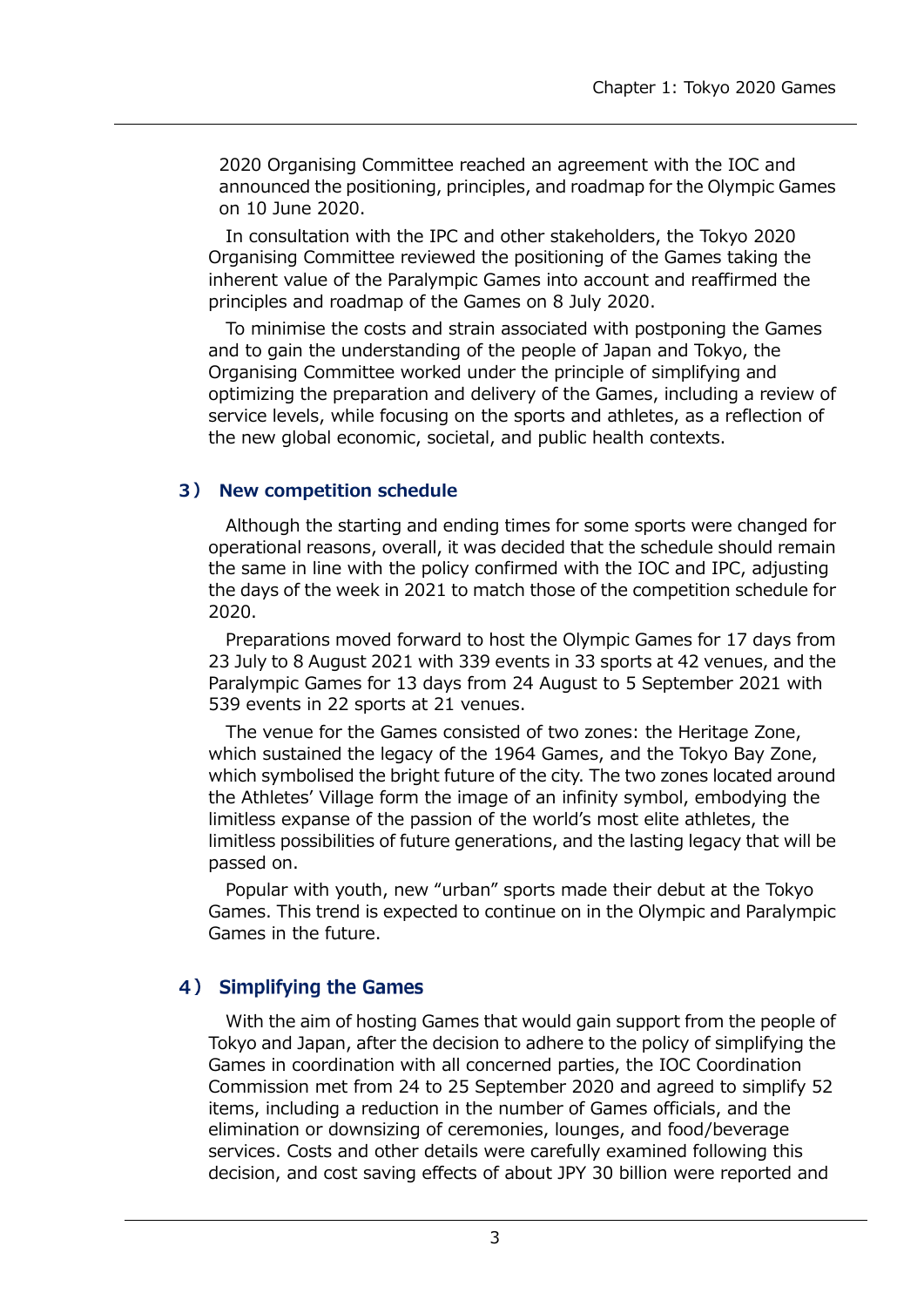2020 Organising Committee reached an agreement with the IOC and announced the positioning, principles, and roadmap for the Olympic Games on 10 June 2020.

In consultation with the IPC and other stakeholders, the Tokyo 2020 Organising Committee reviewed the positioning of the Games taking the inherent value of the Paralympic Games into account and reaffirmed the principles and roadmap of the Games on 8 July 2020.

To minimise the costs and strain associated with postponing the Games and to gain the understanding of the people of Japan and Tokyo, the Organising Committee worked under the principle of simplifying and optimizing the preparation and delivery of the Games, including a review of service levels, while focusing on the sports and athletes, as a reflection of the new global economic, societal, and public health contexts.

### 3） New competition schedule

Although the starting and ending times for some sports were changed for operational reasons, overall, it was decided that the schedule should remain the same in line with the policy confirmed with the IOC and IPC, adjusting the days of the week in 2021 to match those of the competition schedule for 2020.

Preparations moved forward to host the Olympic Games for 17 days from 23 July to 8 August 2021 with 339 events in 33 sports at 42 venues, and the Paralympic Games for 13 days from 24 August to 5 September 2021 with 539 events in 22 sports at 21 venues.

The venue for the Games consisted of two zones: the Heritage Zone, which sustained the legacy of the 1964 Games, and the Tokyo Bay Zone, which symbolised the bright future of the city. The two zones located around the Athletes' Village form the image of an infinity symbol, embodying the limitless expanse of the passion of the world's most elite athletes, the limitless possibilities of future generations, and the lasting legacy that will be passed on.

Popular with youth, new "urban" sports made their debut at the Tokyo Games. This trend is expected to continue on in the Olympic and Paralympic Games in the future.

### 4） Simplifying the Games

With the aim of hosting Games that would gain support from the people of Tokyo and Japan, after the decision to adhere to the policy of simplifying the Games in coordination with all concerned parties, the IOC Coordination Commission met from 24 to 25 September 2020 and agreed to simplify 52 items, including a reduction in the number of Games officials, and the elimination or downsizing of ceremonies, lounges, and food/beverage services. Costs and other details were carefully examined following this decision, and cost saving effects of about JPY 30 billion were reported and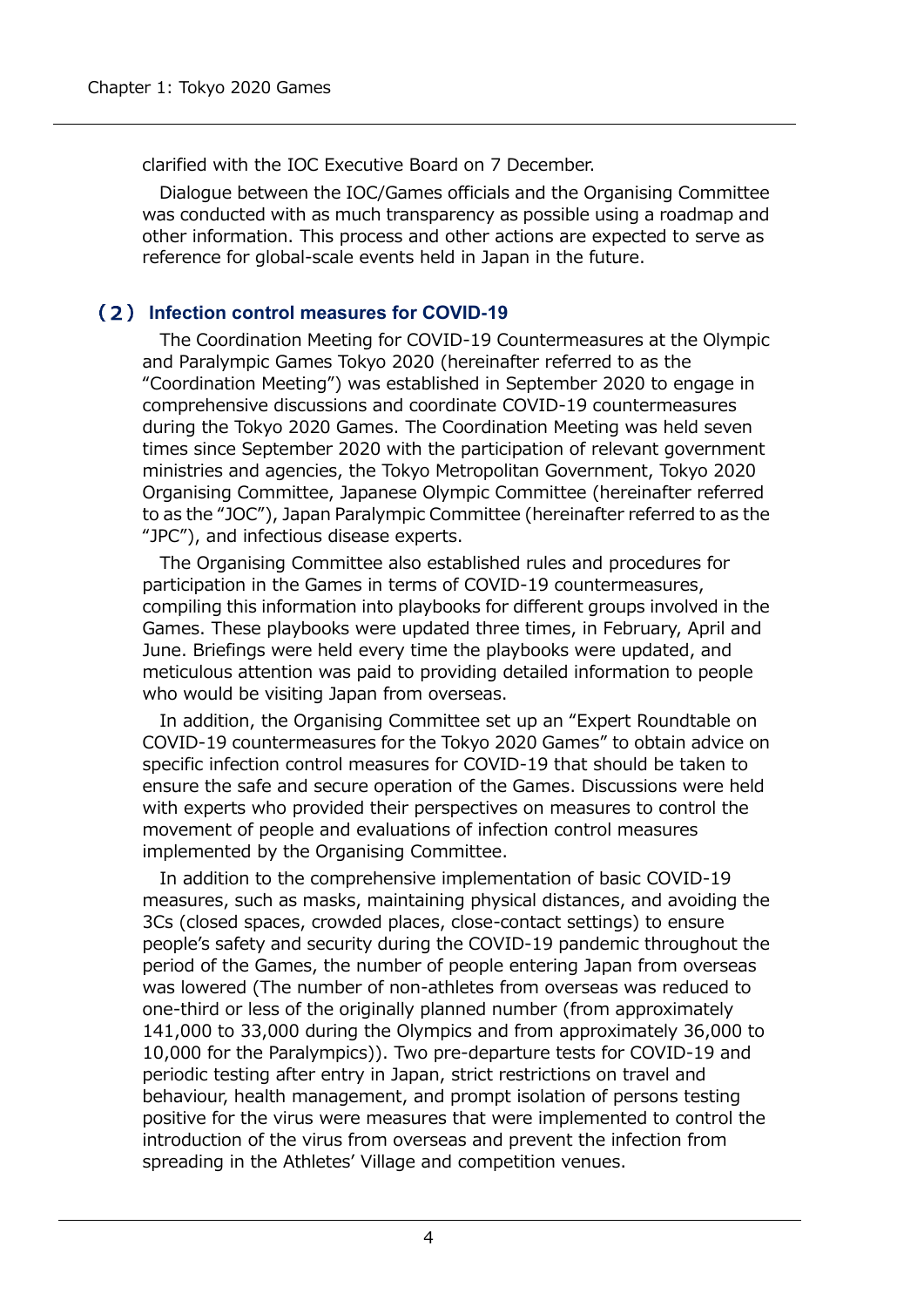clarified with the IOC Executive Board on 7 December.

Dialogue between the IOC/Games officials and the Organising Committee was conducted with as much transparency as possible using a roadmap and other information. This process and other actions are expected to serve as reference for global-scale events held in Japan in the future.

## （２） Infection control measures for COVID-19

The Coordination Meeting for COVID-19 Countermeasures at the Olympic and Paralympic Games Tokyo 2020 (hereinafter referred to as the “Coordination Meeting”) was established in September 2020 to engage in comprehensive discussions and coordinate COVID-19 countermeasures during the Tokyo 2020 Games. The Coordination Meeting was held seven times since September 2020 with the participation of relevant government ministries and agencies, the Tokyo Metropolitan Government, Tokyo 2020 Organising Committee, Japanese Olympic Committee (hereinafter referred to as the “JOC”), Japan Paralympic Committee (hereinafter referred to as the “JPC”), and infectious disease experts.

The Organising Committee also established rules and procedures for participation in the Games in terms of COVID-19 countermeasures, compiling this information into playbooks for different groups involved in the Games. These playbooks were updated three times, in February, April and June. Briefings were held every time the playbooks were updated, and meticulous attention was paid to providing detailed information to people who would be visiting Japan from overseas.

In addition, the Organising Committee set up an “Expert Roundtable on COVID-19 countermeasures for the Tokyo 2020 Games” to obtain advice on specific infection control measures for COVID-19 that should be taken to ensure the safe and secure operation of the Games. Discussions were held with experts who provided their perspectives on measures to control the movement of people and evaluations of infection control measures implemented by the Organising Committee.

In addition to the comprehensive implementation of basic COVID-19 measures, such as masks, maintaining physical distances, and avoiding the 3Cs (closed spaces, crowded places, close-contact settings) to ensure people’s safety and security during the COVID-19 pandemic throughout the period of the Games, the number of people entering Japan from overseas was lowered (The number of non-athletes from overseas was reduced to one-third or less of the originally planned number (from approximately 141,000 to 33,000 during the Olympics and from approximately 36,000 to 10,000 for the Paralympics)). Two pre-departure tests for COVID-19 and periodic testing after entry in Japan, strict restrictions on travel and behaviour, health management, and prompt isolation of persons testing positive for the virus were measures that were implemented to control the introduction of the virus from overseas and prevent the infection from spreading in the Athletes’ Village and competition venues.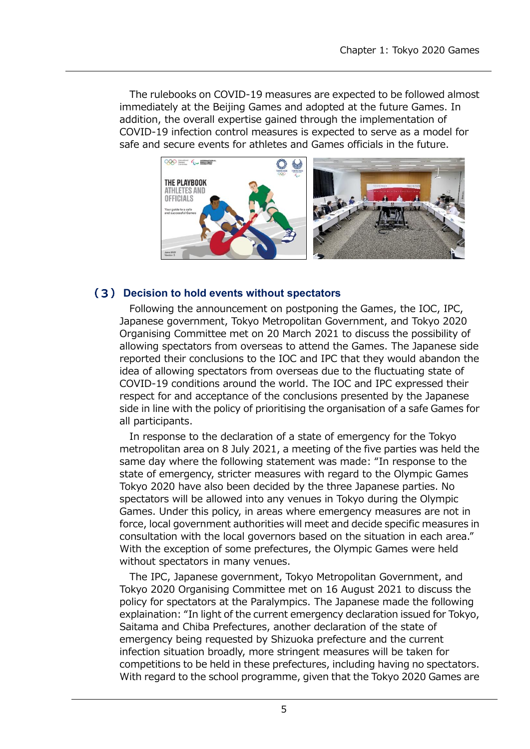The rulebooks on COVID-19 measures are expected to be followed almost immediately at the Beijing Games and adopted at the future Games. In addition, the overall expertise gained through the implementation of COVID-19 infection control measures is expected to serve as a model for safe and secure events for athletes and Games officials in the future.

### (3) Decision to hold events without spectators

Following the announcement on postponing the Games, the IOC, IPC, Japanese government, Tokyo Metropolitan Government, and Tokyo 2020 Organising Committee met on 20 March 2021 to discuss the possibility of allowing spectators from overseas to attend the Games. The Japanese side reported their conclusions to the IOC and IPC that they would abandon the idea of allowing spectators from overseas due to the fluctuating state of COVID-19 conditions around the world. The IOC and IPC expressed their respect for and acceptance of the conclusions presented by the Japanese side in line with the policy of prioritising the organisation of a safe Games for all participants.

In response to the declaration of a state of emergency for the Tokyo metropolitan area on 8 July 2021, a meeting of the five parties was held the same day where the following statement was made: "In response to the state of emergency, stricter measures with regard to the Olympic Games Tokyo 2020 have also been decided by the three Japanese parties. No spectators will be allowed into any venues in Tokyo during the Olympic Games. Under this policy, in areas where emergency measures are not in force, local government authorities will meet and decide specific measures in consultation with the local governors based on the situation in each area." With the exception of some prefectures, the Olympic Games were held without spectators in many venues.

The IPC, Japanese government, Tokyo Metropolitan Government, and Tokyo 2020 Organising Committee met on 16 August 2021 to discuss the policy for spectators at the Paralympics. The Japanese made the following explaination: "In light of the current emergency declaration issued for Tokyo, Saitama and Chiba Prefectures, another declaration of the state of emergency being requested by Shizuoka prefecture and the current infection situation broadly, more stringent measures will be taken for competitions to be held in these prefectures, including having no spectators. With regard to the school programme, given that the Tokyo 2020 Games are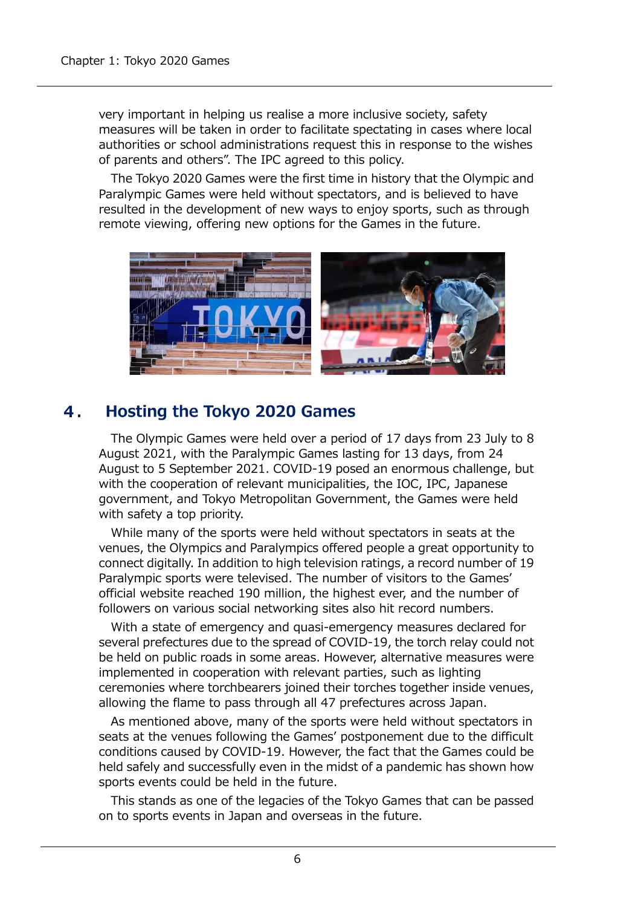very important in helping us realise a more inclusive society, safety measures will be taken in order to facilitate spectating in cases where local authorities or school administrations request this in response to the wishes of parents and others". The IPC agreed to this policy.

The Tokyo 2020 Games were the first time in history that the Olympic and Paralympic Games were held without spectators, and is believed to have resulted in the development of new ways to enjoy sports, such as through remote viewing, offering new options for the Games in the future.

## 4. Hosting the Tokyo 2020 Games

The Olympic Games were held over a period of 17 days from 23 July to 8 August 2021, with the Paralympic Games lasting for 13 days, from 24 August to 5 September 2021. COVID-19 posed an enormous challenge, but with the cooperation of relevant municipalities, the IOC, IPC, Japanese government, and Tokyo Metropolitan Government, the Games were held with safety a top priority.

While many of the sports were held without spectators in seats at the venues, the Olympics and Paralympics offered people a great opportunity to connect digitally. In addition to high television ratings, a record number of 19 Paralympic sports were televised. The number of visitors to the Games' official website reached 190 million, the highest ever, and the number of followers on various social networking sites also hit record numbers.

With a state of emergency and quasi-emergency measures declared for several prefectures due to the spread of COVID-19, the torch relay could not be held on public roads in some areas. However, alternative measures were implemented in cooperation with relevant parties, such as lighting ceremonies where torchbearers joined their torches together inside venues, allowing the flame to pass through all 47 prefectures across Japan.

As mentioned above, many of the sports were held without spectators in seats at the venues following the Games' postponement due to the difficult conditions caused by COVID-19. However, the fact that the Games could be held safely and successfully even in the midst of a pandemic has shown how sports events could be held in the future.

This stands as one of the legacies of the Tokyo Games that can be passed on to sports events in Japan and overseas in the future.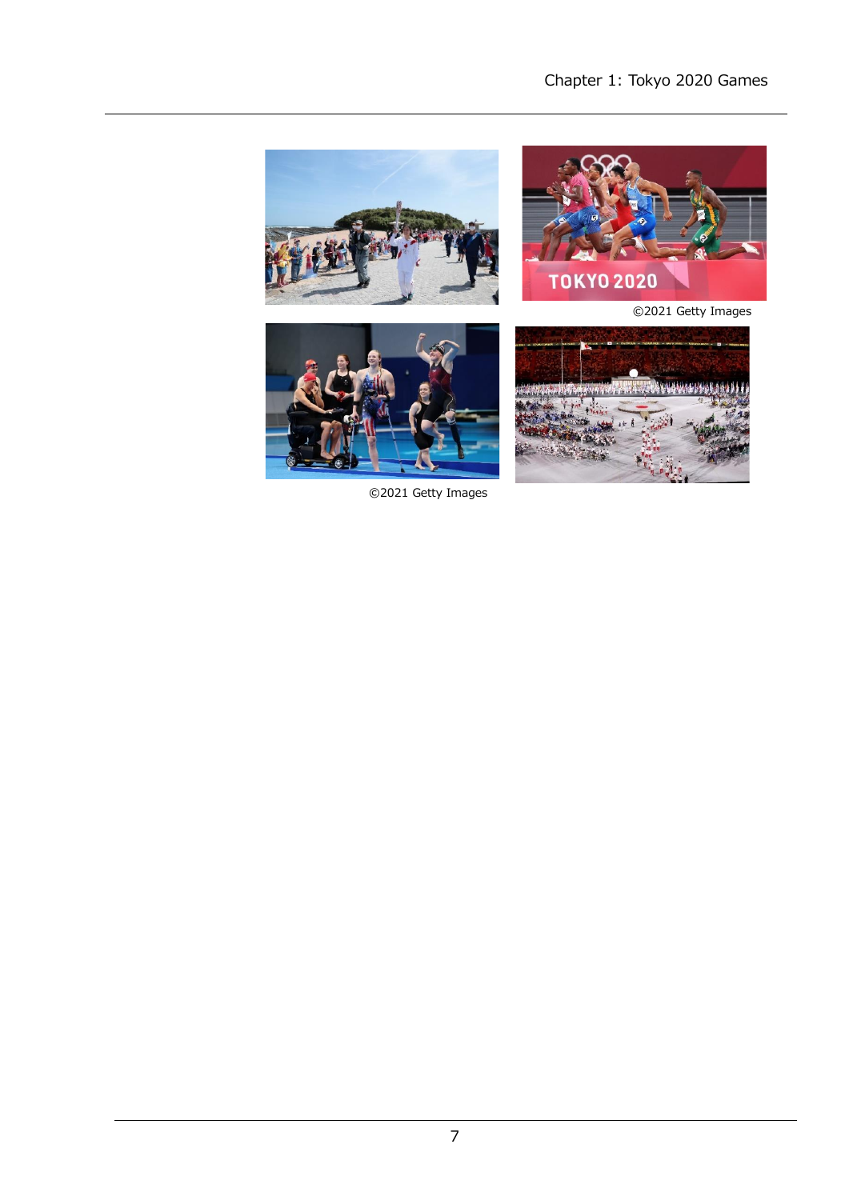©2021 Getty Images

©2021 Getty Images